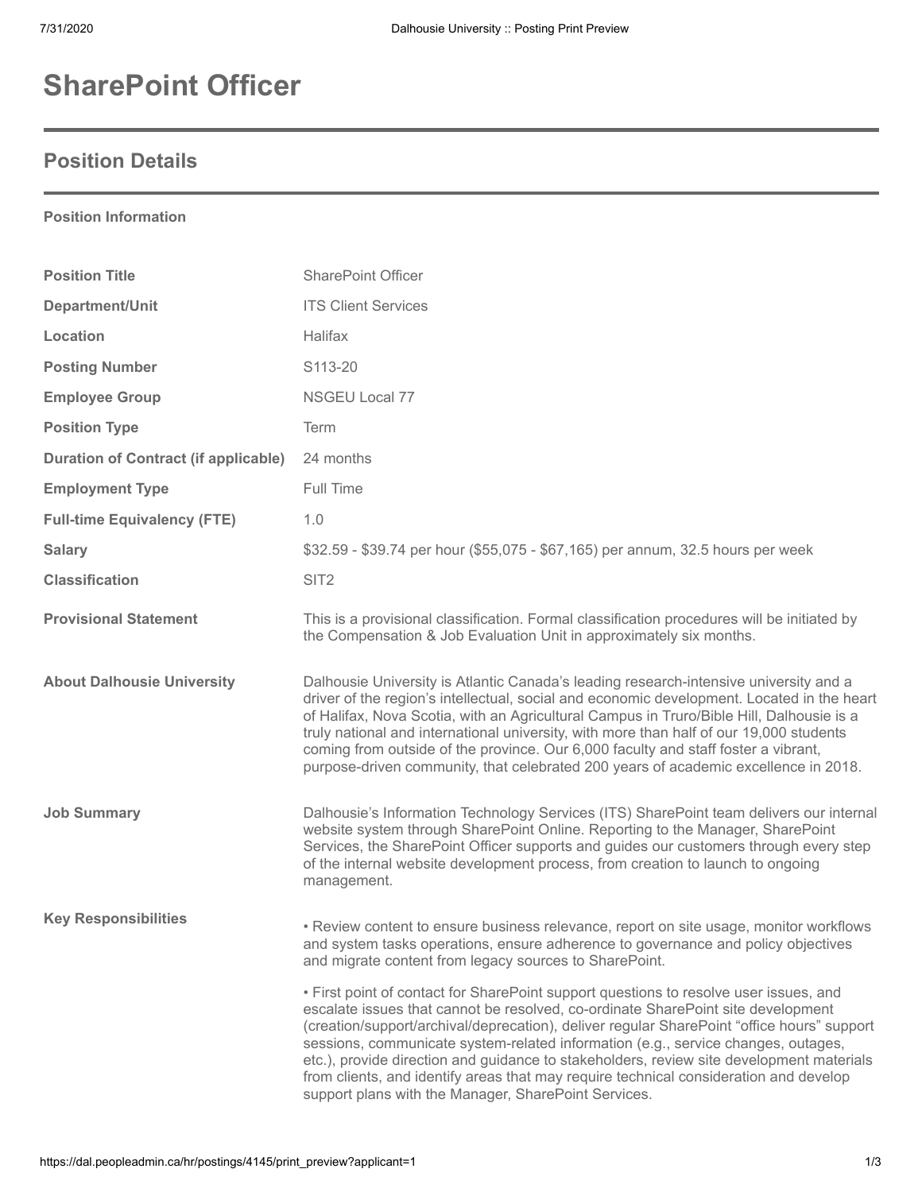# SharePoint Officer

## Position Details

**Position Information**

| | |
|---|---|
| **Position Title** | SharePoint Officer |
| **Department/Unit** | ITS Client Services |
| **Location** | Halifax |
| **Posting Number** | S113-20 |
| **Employee Group** | NSGEU Local 77 |
| **Position Type** | Term |
| **Duration of Contract (if applicable)** | 24 months |
| **Employment Type** | Full Time |
| **Full-time Equivalency (FTE)** | 1.0 |
| **Salary** | $32.59 - $39.74 per hour ($55,075 - $67,165) per annum, 32.5 hours per week |
| **Classification** | SIT2 |
| **Provisional Statement** | This is a provisional classification. Formal classification procedures will be initiated by the Compensation & Job Evaluation Unit in approximately six months. |
| **About Dalhousie University** | Dalhousie University is Atlantic Canada's leading research-intensive university and a driver of the region's intellectual, social and economic development. Located in the heart of Halifax, Nova Scotia, with an Agricultural Campus in Truro/Bible Hill, Dalhousie is a truly national and international university, with more than half of our 19,000 students coming from outside of the province. Our 6,000 faculty and staff foster a vibrant, purpose-driven community, that celebrated 200 years of academic excellence in 2018. |
| **Job Summary** | Dalhousie's Information Technology Services (ITS) SharePoint team delivers our internal website system through SharePoint Online. Reporting to the Manager, SharePoint Services, the SharePoint Officer supports and guides our customers through every step of the internal website development process, from creation to launch to ongoing management. |

**Key Responsibilities**

- Review content to ensure business relevance, report on site usage, monitor workflows and system tasks operations, ensure adherence to governance and policy objectives and migrate content from legacy sources to SharePoint.

- First point of contact for SharePoint support questions to resolve user issues, and escalate issues that cannot be resolved, co-ordinate SharePoint site development (creation/support/archival/deprecation), deliver regular SharePoint "office hours" support sessions, communicate system-related information (e.g., service changes, outages, etc.), provide direction and guidance to stakeholders, review site development materials from clients, and identify areas that may require technical consideration and develop support plans with the Manager, SharePoint Services.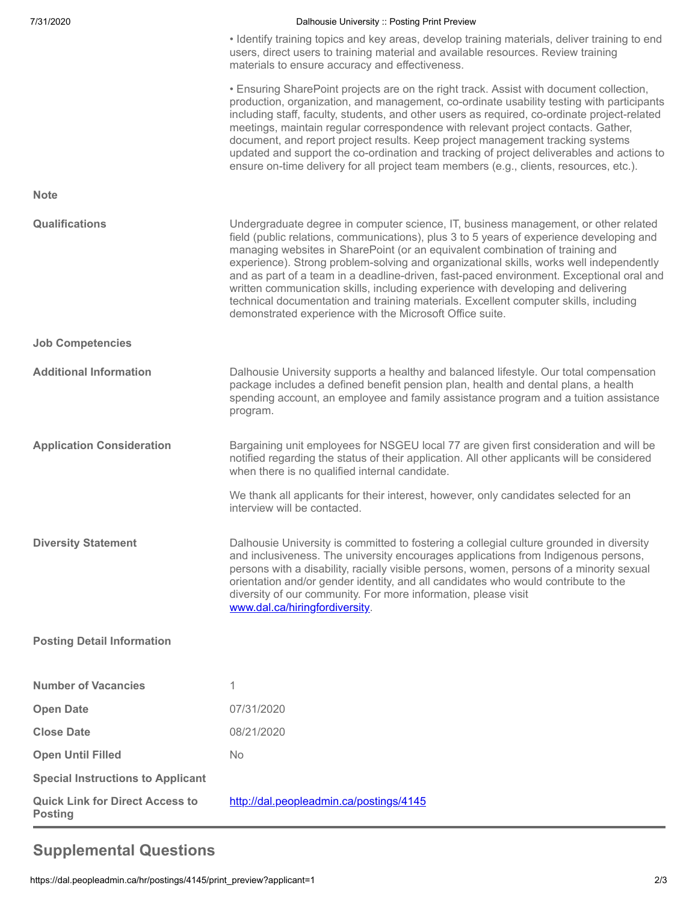- Identify training topics and key areas, develop training materials, deliver training to end users, direct users to training material and available resources. Review training materials to ensure accuracy and effectiveness.

- Ensuring SharePoint projects are on the right track. Assist with document collection, production, organization, and management, co-ordinate usability testing with participants including staff, faculty, students, and other users as required, co-ordinate project-related meetings, maintain regular correspondence with relevant project contacts. Gather, document, and report project results. Keep project management tracking systems updated and support the co-ordination and tracking of project deliverables and actions to ensure on-time delivery for all project team members (e.g., clients, resources, etc.).

**Note**

**Qualifications**

Undergraduate degree in computer science, IT, business management, or other related field (public relations, communications), plus 3 to 5 years of experience developing and managing websites in SharePoint (or an equivalent combination of training and experience). Strong problem-solving and organizational skills, works well independently and as part of a team in a deadline-driven, fast-paced environment. Exceptional oral and written communication skills, including experience with developing and delivering technical documentation and training materials. Excellent computer skills, including demonstrated experience with the Microsoft Office suite.

**Job Competencies**

**Additional Information**

Dalhousie University supports a healthy and balanced lifestyle. Our total compensation package includes a defined benefit pension plan, health and dental plans, a health spending account, an employee and family assistance program and a tuition assistance program.

**Application Consideration**

Bargaining unit employees for NSGEU local 77 are given first consideration and will be notified regarding the status of their application. All other applicants will be considered when there is no qualified internal candidate.

We thank all applicants for their interest, however, only candidates selected for an interview will be contacted.

**Diversity Statement**

Dalhousie University is committed to fostering a collegial culture grounded in diversity and inclusiveness. The university encourages applications from Indigenous persons, persons with a disability, racially visible persons, women, persons of a minority sexual orientation and/or gender identity, and all candidates who would contribute to the diversity of our community. For more information, please visit [www.dal.ca/hiringfordiversity](www.dal.ca/hiringfordiversity).

**Posting Detail Information**

| | |
|---|---|
| **Number of Vacancies** | 1 |
| **Open Date** | 07/31/2020 |
| **Close Date** | 08/21/2020 |
| **Open Until Filled** | No |
| **Special Instructions to Applicant** | |
| **Quick Link for Direct Access to Posting** | [http://dal.peopleadmin.ca/postings/4145](http://dal.peopleadmin.ca/postings/4145) |

## Supplemental Questions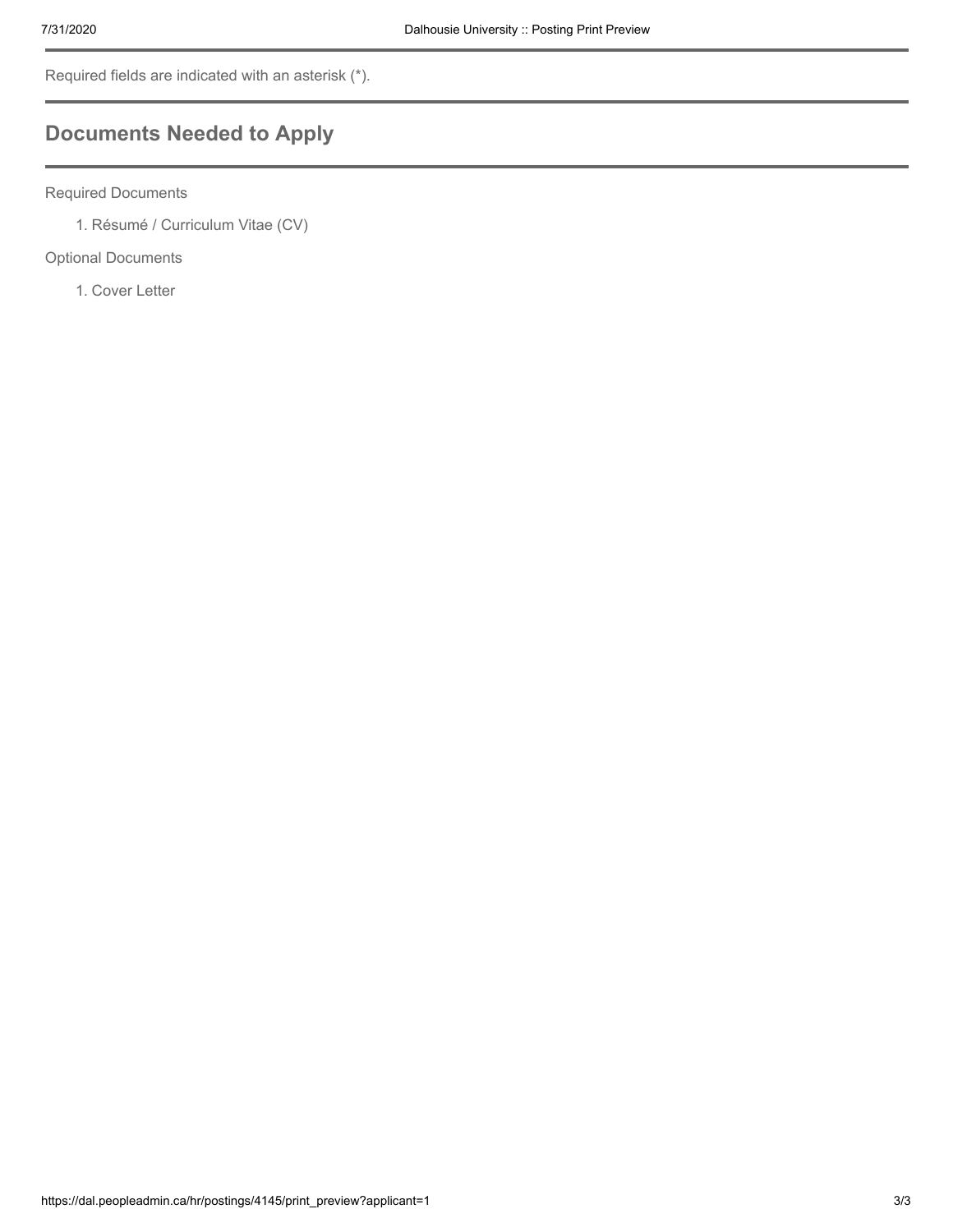Required fields are indicated with an asterisk (*).

## Documents Needed to Apply

Required Documents

1. Résumé / Curriculum Vitae (CV)

Optional Documents

1. Cover Letter